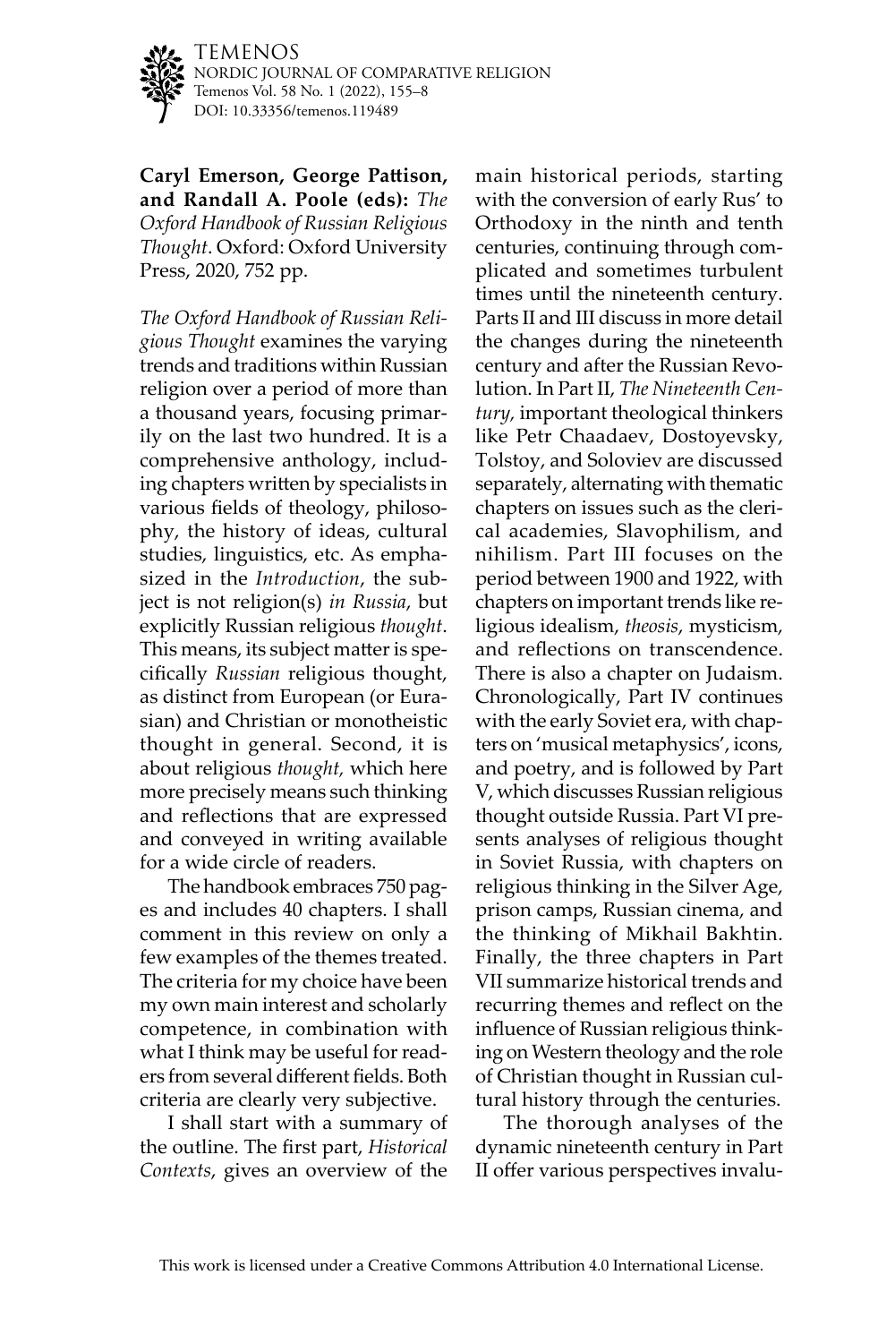**Caryl Emerson, George Pattison, and Randall A. Poole (eds):** *The Oxford Handbook of Russian Religious Thought*. Oxford: Oxford University Press, 2020, 752 pp.

*The Oxford Handbook of Russian Religious Thought* examines the varying trends and traditions within Russian religion over a period of more than a thousand years, focusing primarily on the last two hundred. It is a comprehensive anthology, including chapters written by specialists in various fields of theology, philosophy, the history of ideas, cultural studies, linguistics, etc. As emphasized in the *Introduction*, the subject is not religion(s) *in Russia*, but explicitly Russian religious *thought*. This means, its subject matter is specifically *Russian* religious thought, as distinct from European (or Eurasian) and Christian or monotheistic thought in general. Second, it is about religious *thought,* which here more precisely means such thinking and reflections that are expressed and conveyed in writing available for a wide circle of readers.

The handbook embraces 750 pages and includes 40 chapters. I shall comment in this review on only a few examples of the themes treated. The criteria for my choice have been my own main interest and scholarly competence, in combination with what I think may be useful for readers from several different fields. Both criteria are clearly very subjective.

I shall start with a summary of the outline. The first part, *Historical Contexts*, gives an overview of the main historical periods, starting with the conversion of early Rus' to Orthodoxy in the ninth and tenth centuries, continuing through complicated and sometimes turbulent times until the nineteenth century. Parts II and III discuss in more detail the changes during the nineteenth century and after the Russian Revolution. In Part II, *The Nineteenth Century,* important theological thinkers like Petr Chaadaev, Dostoyevsky, Tolstoy, and Soloviev are discussed separately, alternating with thematic chapters on issues such as the clerical academies, Slavophilism, and nihilism. Part III focuses on the period between 1900 and 1922, with chapters on important trends like religious idealism, *theosis*, mysticism, and reflections on transcendence. There is also a chapter on Judaism. Chronologically, Part IV continues with the early Soviet era, with chapters on 'musical metaphysics', icons, and poetry, and is followed by Part V, which discusses Russian religious thought outside Russia. Part VI presents analyses of religious thought in Soviet Russia, with chapters on religious thinking in the Silver Age, prison camps, Russian cinema, and the thinking of Mikhail Bakhtin. Finally, the three chapters in Part VII summarize historical trends and recurring themes and reflect on the influence of Russian religious thinking on Western theology and the role of Christian thought in Russian cultural history through the centuries.

The thorough analyses of the dynamic nineteenth century in Part II offer various perspectives invalu-

This work is licensed under a Creative Commons Attribution 4.0 International License.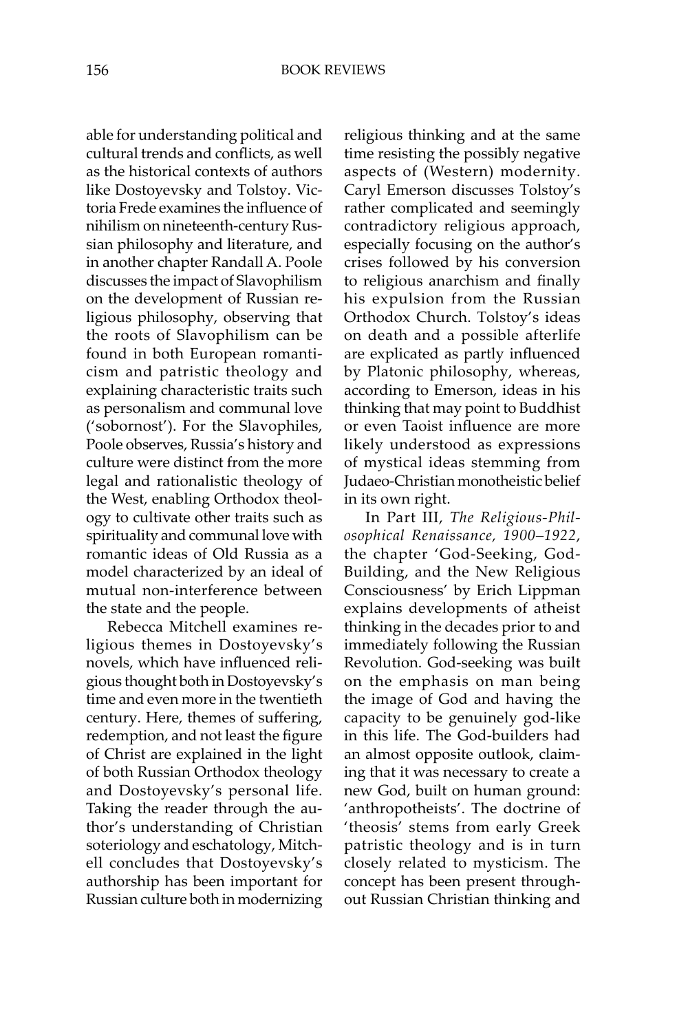able for understanding political and cultural trends and conflicts, as well as the historical contexts of authors like Dostoyevsky and Tolstoy. Victoria Frede examines the influence of nihilism on nineteenth-century Russian philosophy and literature, and in another chapter Randall A. Poole discusses the impact of Slavophilism on the development of Russian religious philosophy, observing that the roots of Slavophilism can be found in both European romanticism and patristic theology and explaining characteristic traits such as personalism and communal love ('sobornost'). For the Slavophiles, Poole observes, Russia's history and culture were distinct from the more legal and rationalistic theology of the West, enabling Orthodox theology to cultivate other traits such as spirituality and communal love with romantic ideas of Old Russia as a model characterized by an ideal of mutual non-interference between the state and the people.

Rebecca Mitchell examines religious themes in Dostoyevsky's novels, which have influenced religious thought both in Dostoyevsky's time and even more in the twentieth century. Here, themes of suffering, redemption, and not least the figure of Christ are explained in the light of both Russian Orthodox theology and Dostoyevsky's personal life. Taking the reader through the author's understanding of Christian soteriology and eschatology, Mitchell concludes that Dostoyevsky's authorship has been important for Russian culture both in modernizing religious thinking and at the same time resisting the possibly negative aspects of (Western) modernity. Caryl Emerson discusses Tolstoy's rather complicated and seemingly contradictory religious approach, especially focusing on the author's crises followed by his conversion to religious anarchism and finally his expulsion from the Russian Orthodox Church. Tolstoy's ideas on death and a possible afterlife are explicated as partly influenced by Platonic philosophy, whereas, according to Emerson, ideas in his thinking that may point to Buddhist or even Taoist influence are more likely understood as expressions of mystical ideas stemming from Judaeo-Christian monotheistic belief in its own right.

In Part III, *The Religious-Philosophical Renaissance, 1900–1922*, the chapter 'God-Seeking, God-Building, and the New Religious Consciousness' by Erich Lippman explains developments of atheist thinking in the decades prior to and immediately following the Russian Revolution. God-seeking was built on the emphasis on man being the image of God and having the capacity to be genuinely god-like in this life. The God-builders had an almost opposite outlook, claiming that it was necessary to create a new God, built on human ground: 'anthropotheists'. The doctrine of 'theosis' stems from early Greek patristic theology and is in turn closely related to mysticism. The concept has been present throughout Russian Christian thinking and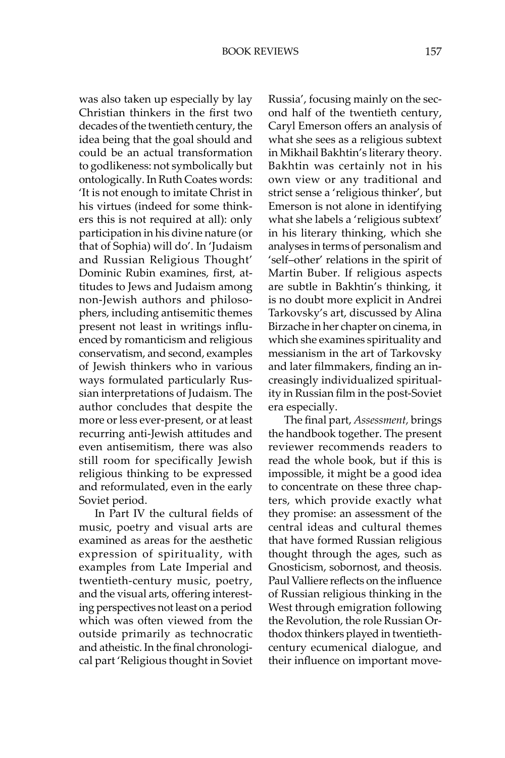was also taken up especially by lay Christian thinkers in the first two decades of the twentieth century, the idea being that the goal should and could be an actual transformation to godlikeness: not symbolically but ontologically. In Ruth Coates words: 'It is not enough to imitate Christ in his virtues (indeed for some thinkers this is not required at all): only participation in his divine nature (or that of Sophia) will do'. In 'Judaism and Russian Religious Thought' Dominic Rubin examines, first, attitudes to Jews and Judaism among non-Jewish authors and philosophers, including antisemitic themes present not least in writings influenced by romanticism and religious conservatism, and second, examples of Jewish thinkers who in various ways formulated particularly Russian interpretations of Judaism. The author concludes that despite the more or less ever-present, or at least recurring anti-Jewish attitudes and even antisemitism, there was also still room for specifically Jewish religious thinking to be expressed and reformulated, even in the early Soviet period.

In Part IV the cultural fields of music, poetry and visual arts are examined as areas for the aesthetic expression of spirituality, with examples from Late Imperial and twentieth-century music, poetry, and the visual arts, offering interesting perspectives not least on a period which was often viewed from the outside primarily as technocratic and atheistic. In the final chronological part 'Religious thought in Soviet Russia', focusing mainly on the second half of the twentieth century, Caryl Emerson offers an analysis of what she sees as a religious subtext in Mikhail Bakhtin's literary theory. Bakhtin was certainly not in his own view or any traditional and strict sense a 'religious thinker', but Emerson is not alone in identifying what she labels a 'religious subtext' in his literary thinking, which she analyses in terms of personalism and 'self–other' relations in the spirit of Martin Buber. If religious aspects are subtle in Bakhtin's thinking, it is no doubt more explicit in Andrei Tarkovsky's art, discussed by Alina Birzache in her chapter on cinema, in which she examines spirituality and messianism in the art of Tarkovsky and later filmmakers, finding an increasingly individualized spirituality in Russian film in the post-Soviet era especially.

The final part, *Assessment,* brings the handbook together. The present reviewer recommends readers to read the whole book, but if this is impossible, it might be a good idea to concentrate on these three chapters, which provide exactly what they promise: an assessment of the central ideas and cultural themes that have formed Russian religious thought through the ages, such as Gnosticism, sobornost, and theosis. Paul Valliere reflects on the influence of Russian religious thinking in the West through emigration following the Revolution, the role Russian Orthodox thinkers played in twentieth-century ecumenical dialogue, and their influence on important move-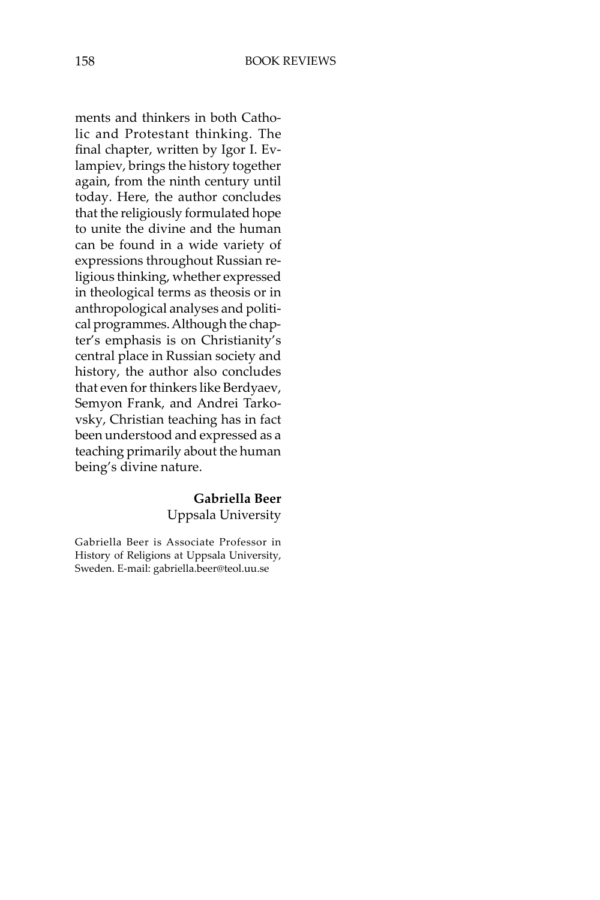ments and thinkers in both Catholic and Protestant thinking. The final chapter, written by Igor I. Evlampiev, brings the history together again, from the ninth century until today. Here, the author concludes that the religiously formulated hope to unite the divine and the human can be found in a wide variety of expressions throughout Russian religious thinking, whether expressed in theological terms as theosis or in anthropological analyses and political programmes. Although the chapter's emphasis is on Christianity's central place in Russian society and history, the author also concludes that even for thinkers like Berdyaev, Semyon Frank, and Andrei Tarkovsky, Christian teaching has in fact been understood and expressed as a teaching primarily about the human being's divine nature.

**Gabriella Beer**
Uppsala University

Gabriella Beer is Associate Professor in History of Religions at Uppsala University, Sweden. E-mail: gabriella.beer@teol.uu.se